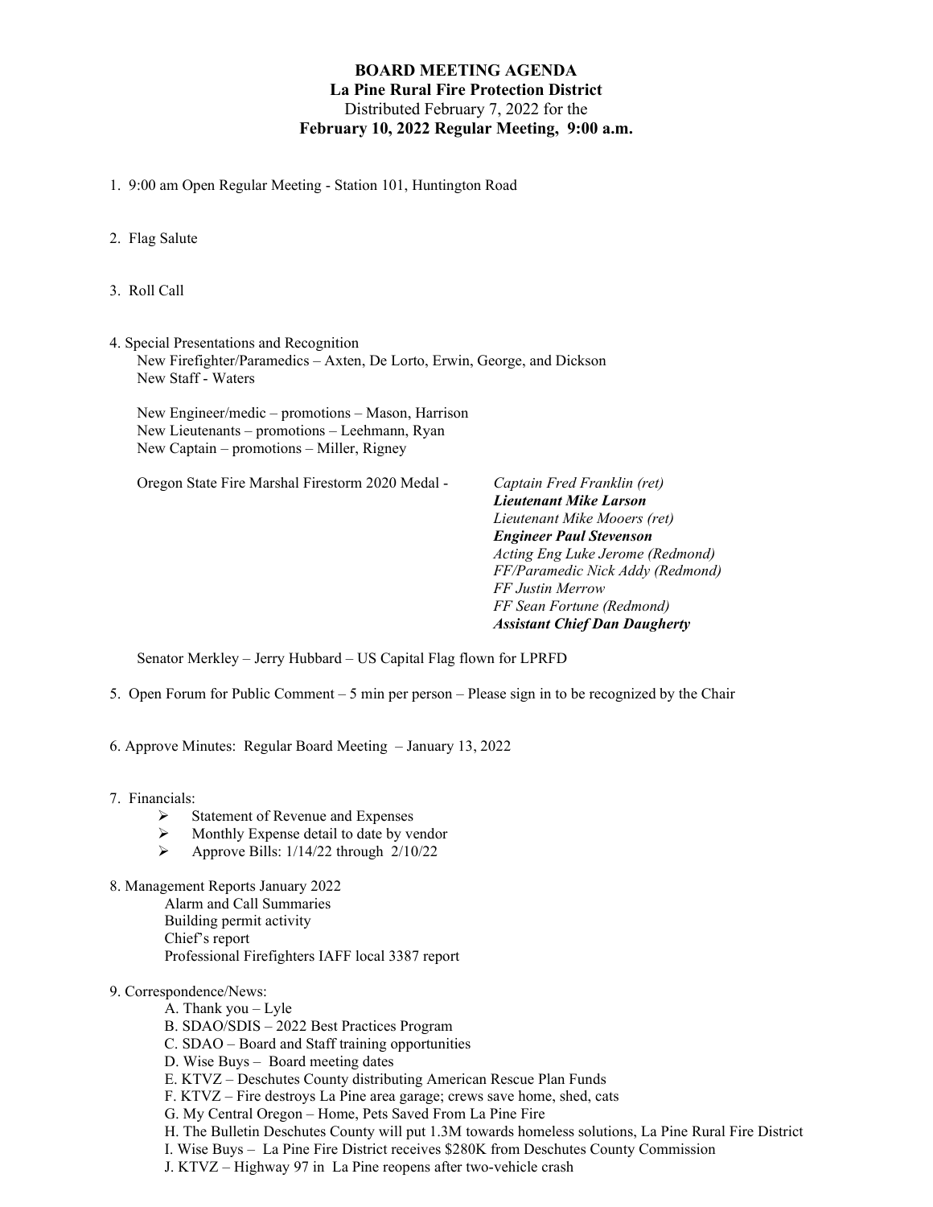# BOARD MEETING AGENDA

## La Pine Rural Fire Protection District

Distributed February 7, 2022 for the

**February 10, 2022 Regular Meeting, 9:00 a.m.**

1. 9:00 am Open Regular Meeting - Station 101, Huntington Road

2. Flag Salute

3. Roll Call

4. Special Presentations and Recognition

   New Firefighter/Paramedics – Axten, De Lorto, Erwin, George, and Dickson
   New Staff - Waters

   New Engineer/medic – promotions – Mason, Harrison
   New Lieutenants – promotions – Leehmann, Ryan
   New Captain – promotions – Miller, Rigney

   Oregon State Fire Marshal Firestorm 2020 Medal -
   *Captain Fred Franklin (ret)*
   ***Lieutenant Mike Larson***
   *Lieutenant Mike Mooers (ret)*
   ***Engineer Paul Stevenson***
   *Acting Eng Luke Jerome (Redmond)*
   *FF/Paramedic Nick Addy (Redmond)*
   *FF Justin Merrow*
   *FF Sean Fortune (Redmond)*
   ***Assistant Chief Dan Daugherty***

   Senator Merkley – Jerry Hubbard – US Capital Flag flown for LPRFD

5. Open Forum for Public Comment – 5 min per person – Please sign in to be recognized by the Chair

6. Approve Minutes: Regular Board Meeting – January 13, 2022

7. Financials:
   - Statement of Revenue and Expenses
   - Monthly Expense detail to date by vendor
   - Approve Bills: 1/14/22 through 2/10/22

8. Management Reports January 2022

   Alarm and Call Summaries
   Building permit activity
   Chief's report
   Professional Firefighters IAFF local 3387 report

9. Correspondence/News:

   A. Thank you – Lyle
   B. SDAO/SDIS – 2022 Best Practices Program
   C. SDAO – Board and Staff training opportunities
   D. Wise Buys – Board meeting dates
   E. KTVZ – Deschutes County distributing American Rescue Plan Funds
   F. KTVZ – Fire destroys La Pine area garage; crews save home, shed, cats
   G. My Central Oregon – Home, Pets Saved From La Pine Fire
   H. The Bulletin Deschutes County will put 1.3M towards homeless solutions, La Pine Rural Fire District
   I. Wise Buys – La Pine Fire District receives $280K from Deschutes County Commission
   J. KTVZ – Highway 97 in La Pine reopens after two-vehicle crash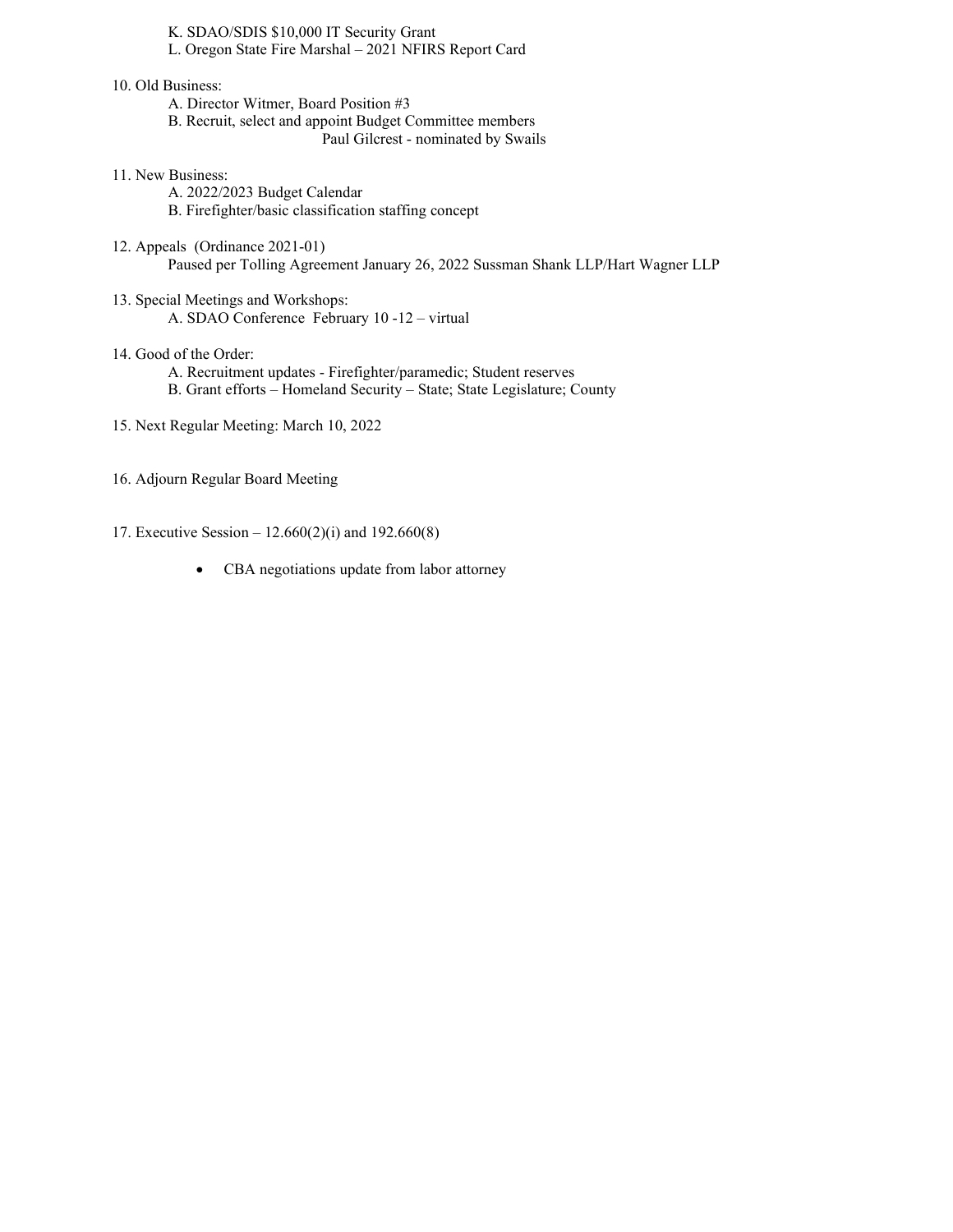K. SDAO/SDIS $10,000 IT Security Grant
L. Oregon State Fire Marshal – 2021 NFIRS Report Card

10. Old Business:
    A. Director Witmer, Board Position #3
    B. Recruit, select and appoint Budget Committee members
       Paul Gilcrest - nominated by Swails

11. New Business:
    A. 2022/2023 Budget Calendar
    B. Firefighter/basic classification staffing concept

12. Appeals (Ordinance 2021-01)
    Paused per Tolling Agreement January 26, 2022 Sussman Shank LLP/Hart Wagner LLP

13. Special Meetings and Workshops:
    A. SDAO Conference February 10 -12 – virtual

14. Good of the Order:
    A. Recruitment updates - Firefighter/paramedic; Student reserves
    B. Grant efforts – Homeland Security – State; State Legislature; County

15. Next Regular Meeting: March 10, 2022

16. Adjourn Regular Board Meeting

17. Executive Session – 12.660(2)(i) and 192.660(8)

    - CBA negotiations update from labor attorney